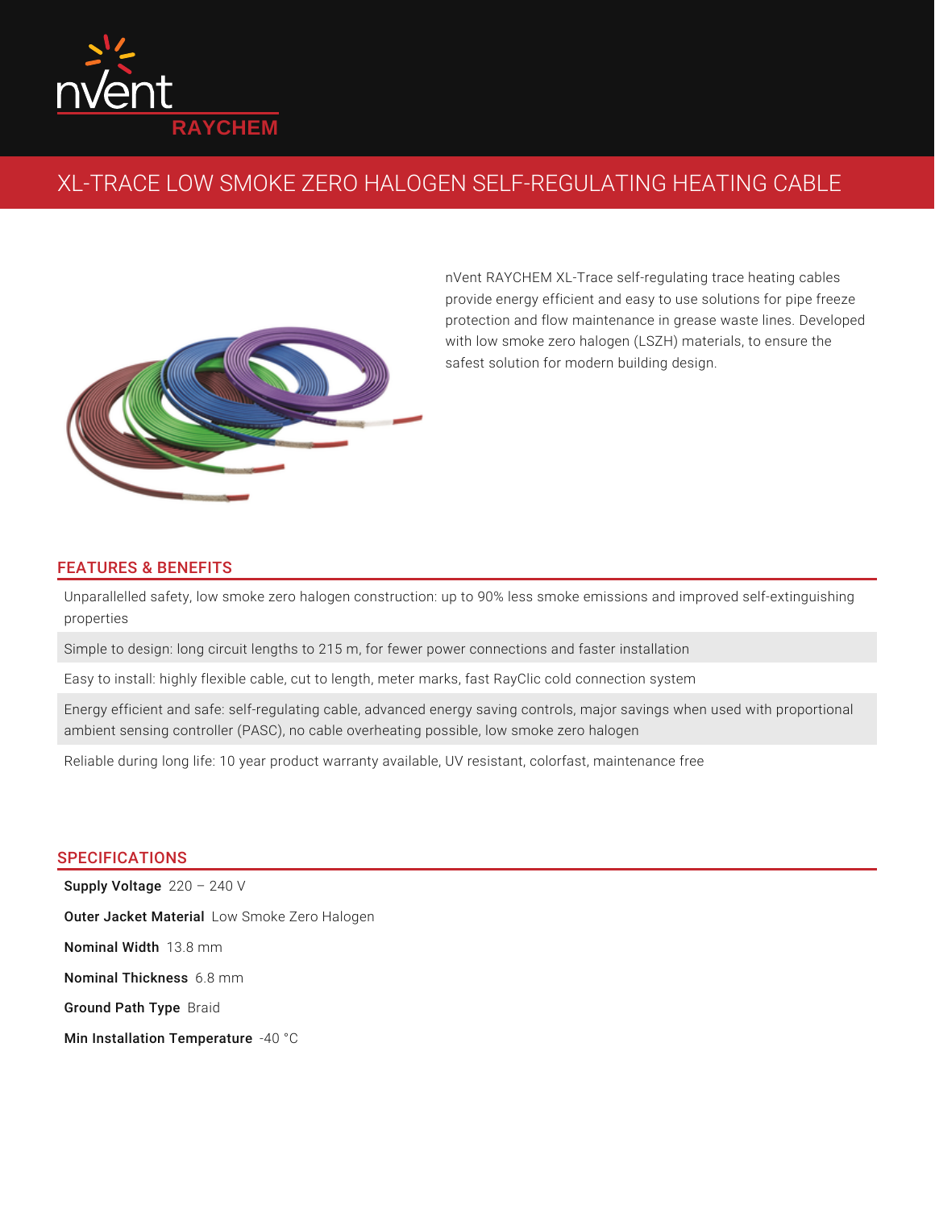nVent RAYCHEM

# XL-TRACE LOW SMOKE ZERO HALOGEN SELF-REGULATING HEATING CABLE

nVent RAYCHEM XL-Trace self-regulating trace heating cables provide energy efficient and easy to use solutions for pipe freeze protection and flow maintenance in grease waste lines. Developed with low smoke zero halogen (LSZH) materials, to ensure the safest solution for modern building design.

## FEATURES & BENEFITS

Unparallelled safety, low smoke zero halogen construction: up to 90% less smoke emissions and improved self-extinguishing properties

Simple to design: long circuit lengths to 215 m, for fewer power connections and faster installation

Easy to install: highly flexible cable, cut to length, meter marks, fast RayClic cold connection system

Energy efficient and safe: self-regulating cable, advanced energy saving controls, major savings when used with proportional ambient sensing controller (PASC), no cable overheating possible, low smoke zero halogen

Reliable during long life: 10 year product warranty available, UV resistant, colorfast, maintenance free

## SPECIFICATIONS

**Supply Voltage** 220 – 240 V

**Outer Jacket Material** Low Smoke Zero Halogen

**Nominal Width** 13.8 mm

**Nominal Thickness** 6.8 mm

**Ground Path Type** Braid

**Min Installation Temperature** -40 °C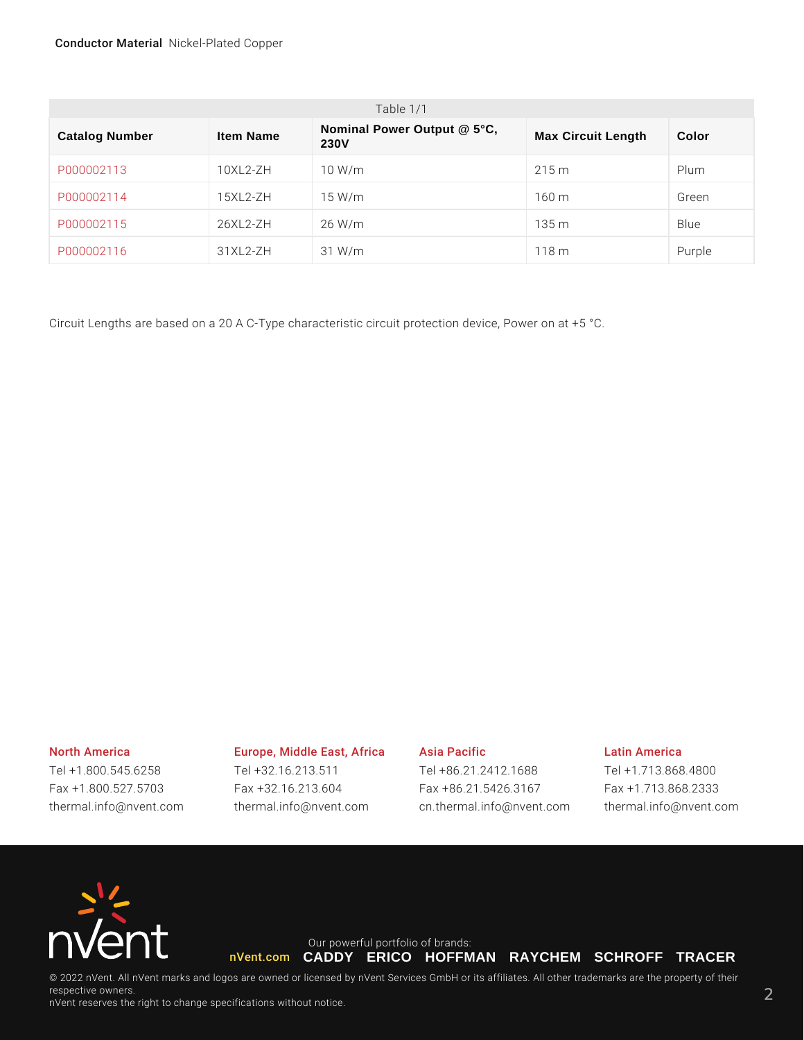**Conductor Material** Nickel-Plated Copper

Table 1/1

| Catalog Number | Item Name | Nominal Power Output @ 5°C, 230V | Max Circuit Length | Color |
|---|---|---|---|---|
| P000002113 | 10XL2-ZH | 10 W/m | 215 m | Plum |
| P000002114 | 15XL2-ZH | 15 W/m | 160 m | Green |
| P000002115 | 26XL2-ZH | 26 W/m | 135 m | Blue |
| P000002116 | 31XL2-ZH | 31 W/m | 118 m | Purple |

Circuit Lengths are based on a 20 A C-Type characteristic circuit protection device, Power on at +5 °C.

**North America**
Tel +1.800.545.6258
Fax +1.800.527.5703
thermal.info@nvent.com

**Europe, Middle East, Africa**
Tel +32.16.213.511
Fax +32.16.213.604
thermal.info@nvent.com

**Asia Pacific**
Tel +86.21.2412.1688
Fax +86.21.5426.3167
cn.thermal.info@nvent.com

**Latin America**
Tel +1.713.868.4800
Fax +1.713.868.2333
thermal.info@nvent.com

nVent

Our powerful portfolio of brands:
**nVent.com** **CADDY** **ERICO** **HOFFMAN** **RAYCHEM** **SCHROFF** **TRACER**

© 2022 nVent. All nVent marks and logos are owned or licensed by nVent Services GmbH or its affiliates. All other trademarks are the property of their respective owners.
nVent reserves the right to change specifications without notice.